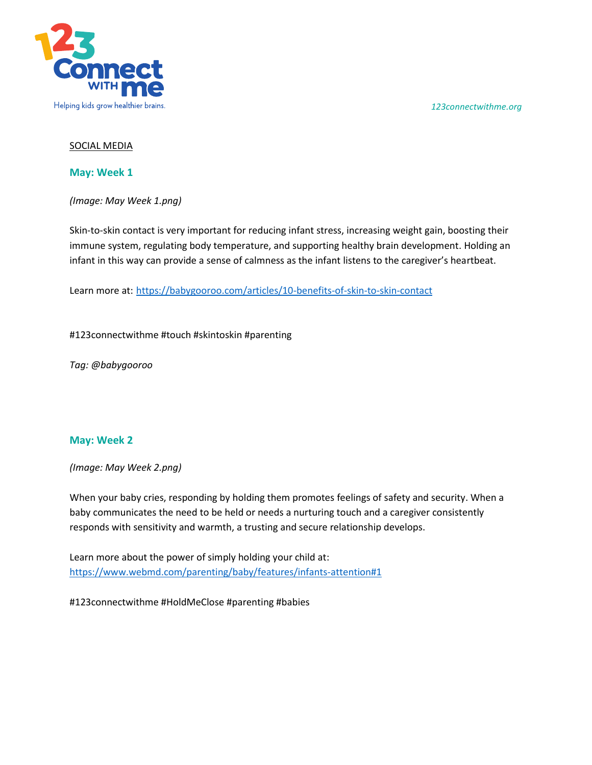SOCIAL MEDIA

## May: Week 1

*(Image: May Week 1.png)*

Skin-to-skin contact is very important for reducing infant stress, increasing weight gain, boosting their immune system, regulating body temperature, and supporting healthy brain development. Holding an infant in this way can provide a sense of calmness as the infant listens to the caregiver's heartbeat.

Learn more at: https://babygooroo.com/articles/10-benefits-of-skin-to-skin-contact

#123connectwithme #touch #skintoskin #parenting

*Tag: @babygooroo*

## May: Week 2

*(Image: May Week 2.png)*

When your baby cries, responding by holding them promotes feelings of safety and security. When a baby communicates the need to be held or needs a nurturing touch and a caregiver consistently responds with sensitivity and warmth, a trusting and secure relationship develops.

Learn more about the power of simply holding your child at: https://www.webmd.com/parenting/baby/features/infants-attention#1

#123connectwithme #HoldMeClose #parenting #babies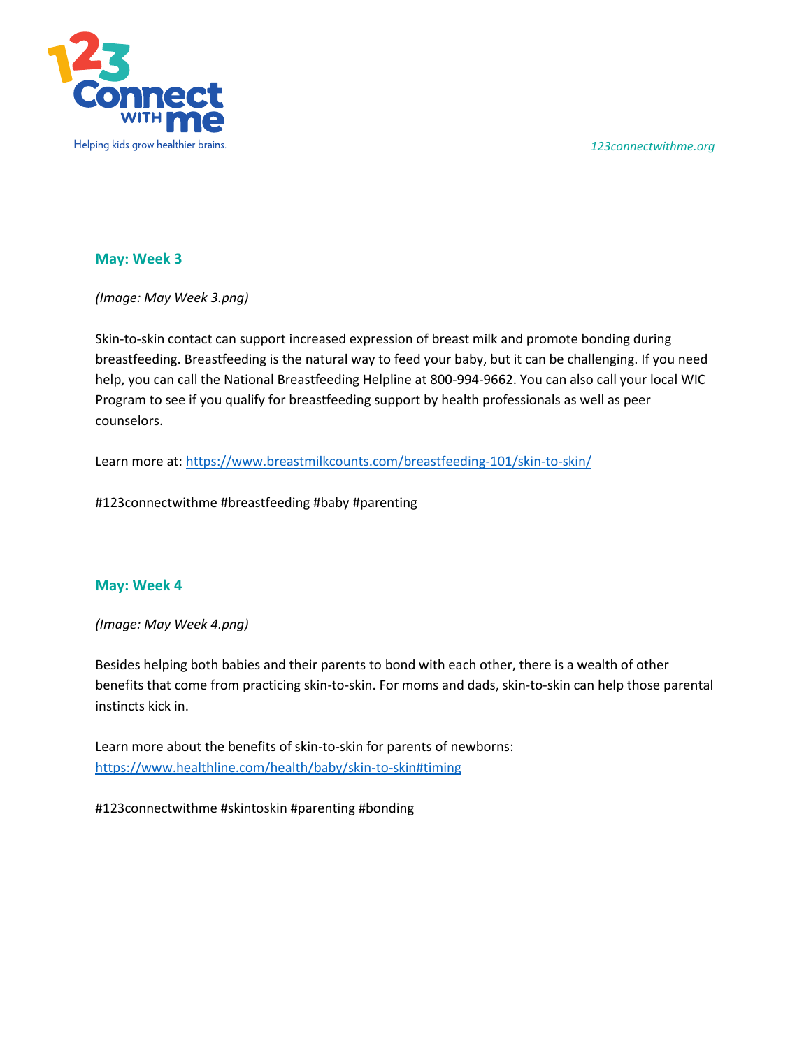## May: Week 3

*(Image: May Week 3.png)*

Skin-to-skin contact can support increased expression of breast milk and promote bonding during breastfeeding. Breastfeeding is the natural way to feed your baby, but it can be challenging. If you need help, you can call the National Breastfeeding Helpline at 800-994-9662. You can also call your local WIC Program to see if you qualify for breastfeeding support by health professionals as well as peer counselors.

Learn more at: https://www.breastmilkcounts.com/breastfeeding-101/skin-to-skin/

#123connectwithme #breastfeeding #baby #parenting

## May: Week 4

*(Image: May Week 4.png)*

Besides helping both babies and their parents to bond with each other, there is a wealth of other benefits that come from practicing skin-to-skin. For moms and dads, skin-to-skin can help those parental instincts kick in.

Learn more about the benefits of skin-to-skin for parents of newborns: https://www.healthline.com/health/baby/skin-to-skin#timing

#123connectwithme #skintoskin #parenting #bonding